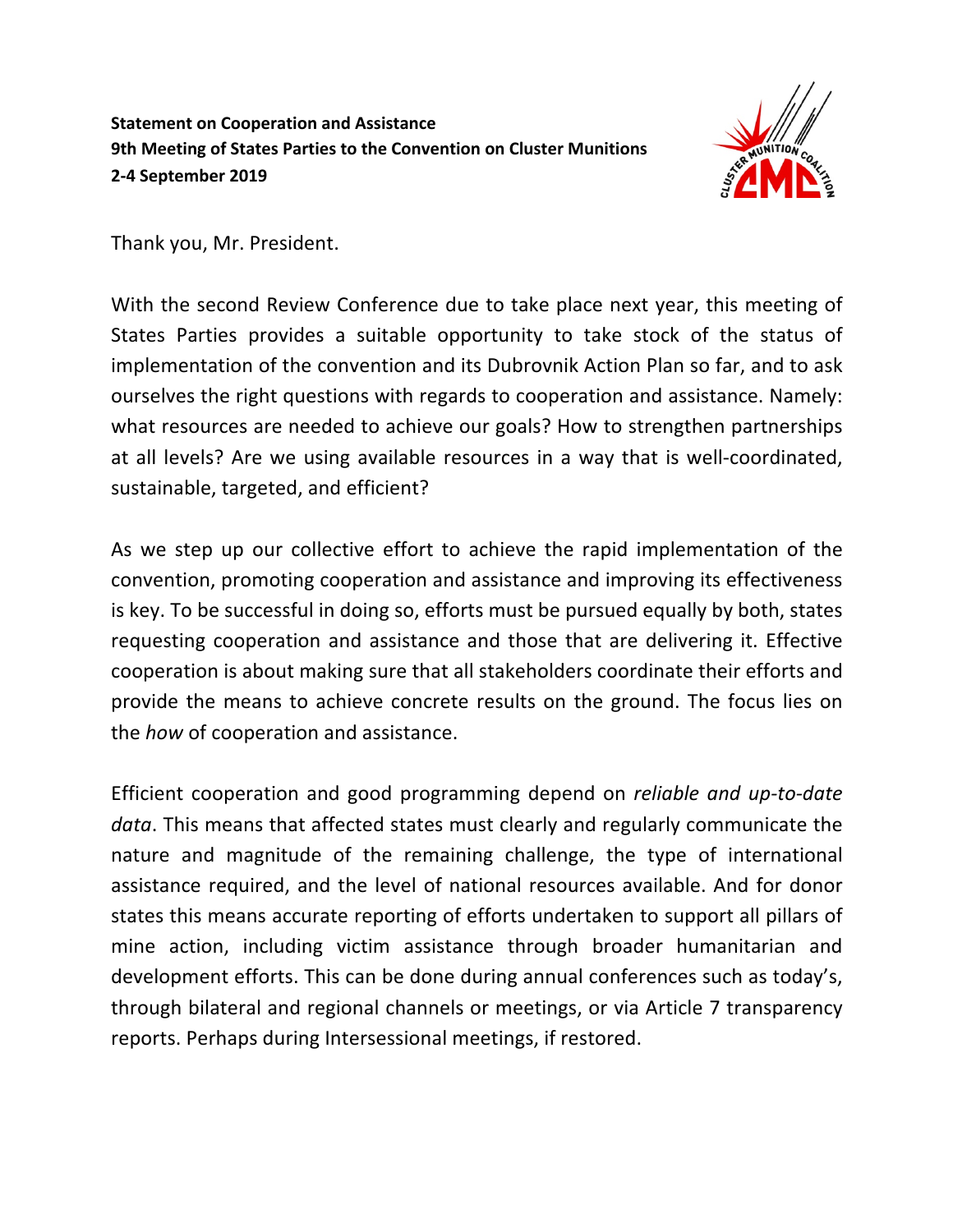**Statement on Cooperation and Assistance**
**9th Meeting of States Parties to the Convention on Cluster Munitions**
**2-4 September 2019**

Thank you, Mr. President.

With the second Review Conference due to take place next year, this meeting of States Parties provides a suitable opportunity to take stock of the status of implementation of the convention and its Dubrovnik Action Plan so far, and to ask ourselves the right questions with regards to cooperation and assistance. Namely: what resources are needed to achieve our goals? How to strengthen partnerships at all levels? Are we using available resources in a way that is well-coordinated, sustainable, targeted, and efficient?

As we step up our collective effort to achieve the rapid implementation of the convention, promoting cooperation and assistance and improving its effectiveness is key. To be successful in doing so, efforts must be pursued equally by both, states requesting cooperation and assistance and those that are delivering it. Effective cooperation is about making sure that all stakeholders coordinate their efforts and provide the means to achieve concrete results on the ground. The focus lies on the *how* of cooperation and assistance.

Efficient cooperation and good programming depend on *reliable and up-to-date data*. This means that affected states must clearly and regularly communicate the nature and magnitude of the remaining challenge, the type of international assistance required, and the level of national resources available. And for donor states this means accurate reporting of efforts undertaken to support all pillars of mine action, including victim assistance through broader humanitarian and development efforts. This can be done during annual conferences such as today's, through bilateral and regional channels or meetings, or via Article 7 transparency reports. Perhaps during Intersessional meetings, if restored.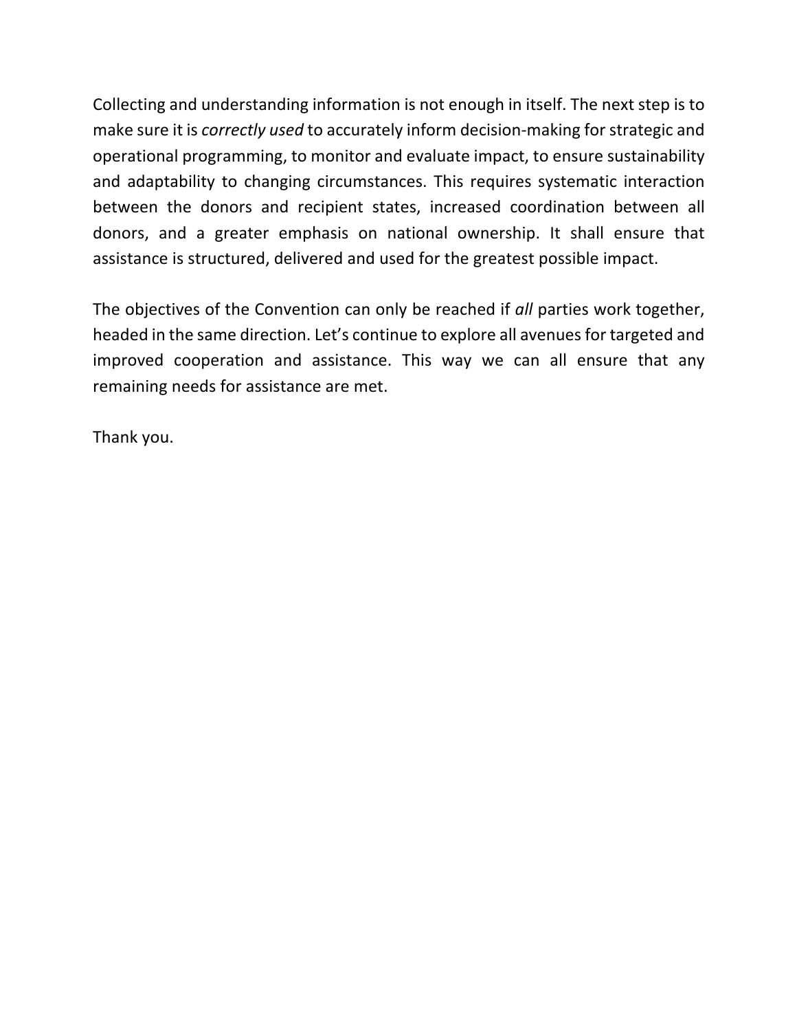Collecting and understanding information is not enough in itself. The next step is to make sure it is *correctly used* to accurately inform decision-making for strategic and operational programming, to monitor and evaluate impact, to ensure sustainability and adaptability to changing circumstances. This requires systematic interaction between the donors and recipient states, increased coordination between all donors, and a greater emphasis on national ownership. It shall ensure that assistance is structured, delivered and used for the greatest possible impact.

The objectives of the Convention can only be reached if *all* parties work together, headed in the same direction. Let's continue to explore all avenues for targeted and improved cooperation and assistance. This way we can all ensure that any remaining needs for assistance are met.

Thank you.